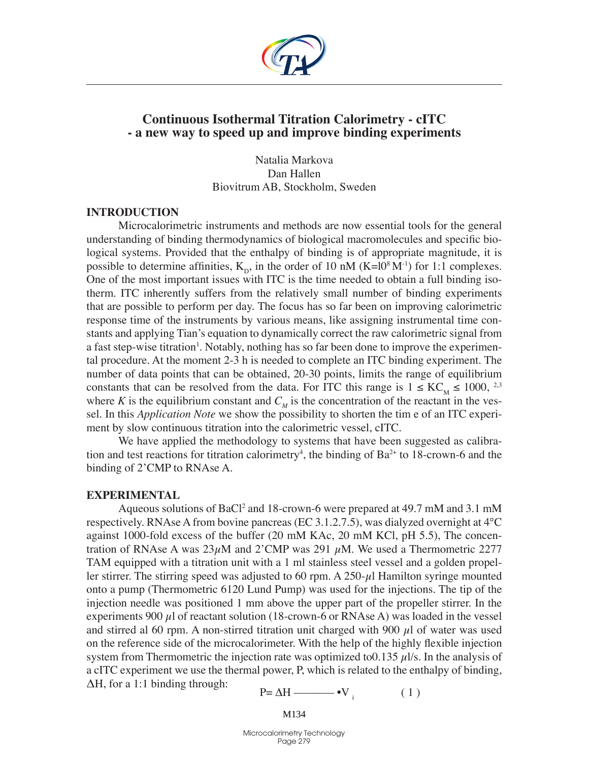# Continuous Isothermal Titration Calorimetry - cITC - a new way to speed up and improve binding experiments

Natalia Markova
Dan Hallen
Biovitrum AB, Stockholm, Sweden

## INTRODUCTION

Microcalorimetric instruments and methods are now essential tools for the general understanding of binding thermodynamics of biological macromolecules and specific biological systems. Provided that the enthalpy of binding is of appropriate magnitude, it is possible to determine affinities, $K_D$, in the order of 10 nM ($K=10^8\ M^{-1}$) for 1:1 complexes. One of the most important issues with ITC is the time needed to obtain a full binding isotherm. ITC inherently suffers from the relatively small number of binding experiments that are possible to perform per day. The focus has so far been on improving calorimetric response time of the instruments by various means, like assigning instrumental time constants and applying Tian's equation to dynamically correct the raw calorimetric signal from a fast step-wise titration[1]. Notably, nothing has so far been done to improve the experimental procedure. At the moment 2-3 h is needed to complete an ITC binding experiment. The number of data points that can be obtained, 20-30 points, limits the range of equilibrium constants that can be resolved from the data. For ITC this range is $1 \le KC_M \le 1000$, [2,3] where $K$ is the equilibrium constant and $C_M$ is the concentration of the reactant in the vessel. In this *Application Note* we show the possibility to shorten the tim e of an ITC experiment by slow continuous titration into the calorimetric vessel, cITC.

We have applied the methodology to systems that have been suggested as calibration and test reactions for titration calorimetry[4], the binding of $Ba^{2+}$ to 18-crown-6 and the binding of 2'CMP to RNAse A.

## EXPERIMENTAL

Aqueous solutions of $BaCl^2$ and 18-crown-6 were prepared at 49.7 mM and 3.1 mM respectively. RNAse A from bovine pancreas (EC 3.1.2.7.5), was dialyzed overnight at 4°C against 1000-fold excess of the buffer (20 mM KAc, 20 mM KCl, pH 5.5), The concentration of RNAse A was 23$\mu$M and 2'CMP was 291 $\mu$M. We used a Thermometric 2277 TAM equipped with a titration unit with a 1 ml stainless steel vessel and a golden propeller stirrer. The stirring speed was adjusted to 60 rpm. A 250-$\mu$l Hamilton syringe mounted onto a pump (Thermometric 6120 Lund Pump) was used for the injections. The tip of the injection needle was positioned 1 mm above the upper part of the propeller stirrer. In the experiments 900 $\mu$l of reactant solution (18-crown-6 or RNAse A) was loaded in the vessel and stirred al 60 rpm. A non-stirred titration unit charged with 900 $\mu$l of water was used on the reference side of the microcalorimeter. With the help of the highly flexible injection system from Thermometric the injection rate was optimized to0.135 $\mu$l/s. In the analysis of a cITC experiment we use the thermal power, P, which is related to the enthalpy of binding, $\Delta$H, for a 1:1 binding through:

$$P = \Delta H \text{ ———— } \bullet V_i \qquad (1)$$

M134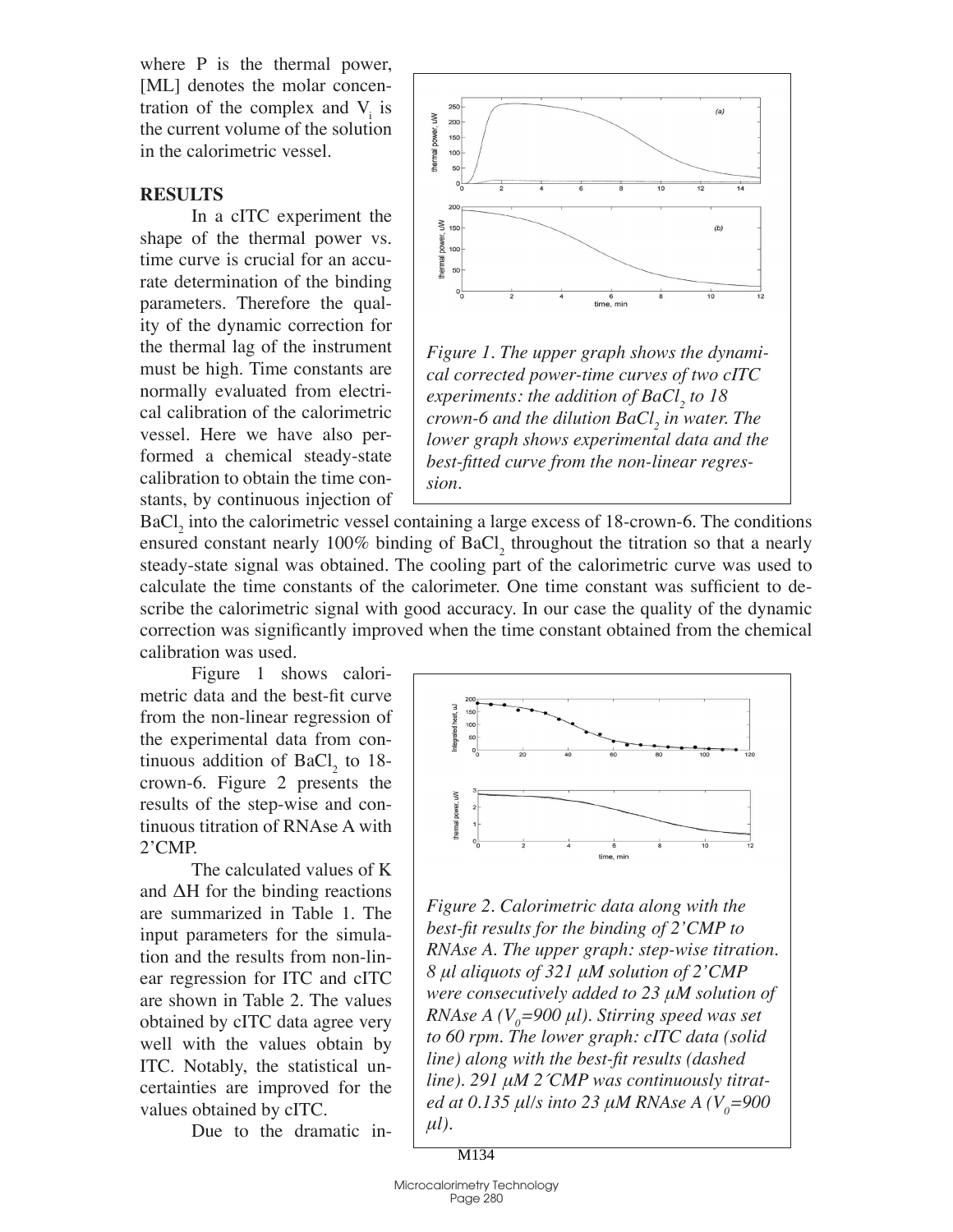where P is the thermal power, [ML] denotes the molar concentration of the complex and $V_i$ is the current volume of the solution in the calorimetric vessel.

## RESULTS

In a cITC experiment the shape of the thermal power vs. time curve is crucial for an accurate determination of the binding parameters. Therefore the quality of the dynamic correction for the thermal lag of the instrument must be high. Time constants are normally evaluated from electrical calibration of the calorimetric vessel. Here we have also performed a chemical steady-state calibration to obtain the time constants, by continuous injection of $BaCl_2$ into the calorimetric vessel containing a large excess of 18-crown-6. The conditions ensured constant nearly 100% binding of $BaCl_2$ throughout the titration so that a nearly steady-state signal was obtained. The cooling part of the calorimetric curve was used to calculate the time constants of the calorimeter. One time constant was sufficient to describe the calorimetric signal with good accuracy. In our case the quality of the dynamic correction was significantly improved when the time constant obtained from the chemical calibration was used.

*Figure 1. The upper graph shows the dynamical corrected power-time curves of two cITC experiments: the addition of $BaCl_2$ to 18 crown-6 and the dilution $BaCl_2$ in water. The lower graph shows experimental data and the best-fitted curve from the non-linear regression.*

Figure 1 shows calorimetric data and the best-fit curve from the non-linear regression of the experimental data from continuous addition of $BaCl_2$ to 18-crown-6. Figure 2 presents the results of the step-wise and continuous titration of RNAse A with 2'CMP.

The calculated values of K and $\Delta H$ for the binding reactions are summarized in Table 1. The input parameters for the simulation and the results from non-linear regression for ITC and cITC are shown in Table 2. The values obtained by cITC data agree very well with the values obtain by ITC. Notably, the statistical uncertainties are improved for the values obtained by cITC.

*Figure 2. Calorimetric data along with the best-fit results for the binding of 2'CMP to RNAse A. The upper graph: step-wise titration. 8 µl aliquots of 321 µM solution of 2'CMP were consecutively added to 23 µM solution of RNAse A ($V_0$=900 µl). Stirring speed was set to 60 rpm. The lower graph: cITC data (solid line) along with the best-fit results (dashed line). 291 µM 2´CMP was continuously titrated at 0.135 µl/s into 23 µM RNAse A ($V_0$=900 µl).*

Due to the dramatic in-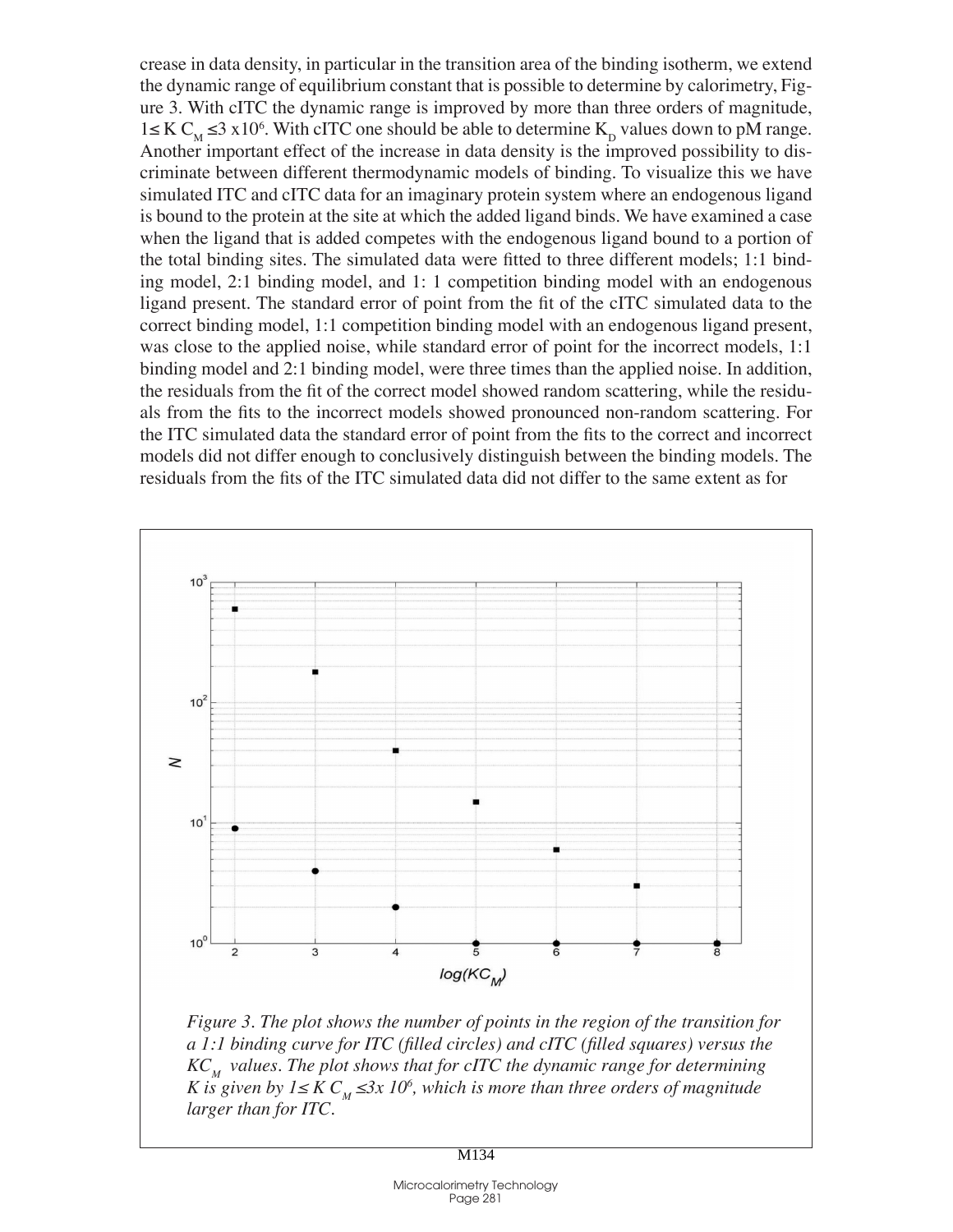crease in data density, in particular in the transition area of the binding isotherm, we extend the dynamic range of equilibrium constant that is possible to determine by calorimetry, Figure 3. With cITC the dynamic range is improved by more than three orders of magnitude, $1 \leq K\,C_M \leq 3 \times 10^6$. With cITC one should be able to determine $K_D$ values down to pM range. Another important effect of the increase in data density is the improved possibility to discriminate between different thermodynamic models of binding. To visualize this we have simulated ITC and cITC data for an imaginary protein system where an endogenous ligand is bound to the protein at the site at which the added ligand binds. We have examined a case when the ligand that is added competes with the endogenous ligand bound to a portion of the total binding sites. The simulated data were fitted to three different models; 1:1 binding model, 2:1 binding model, and 1: 1 competition binding model with an endogenous ligand present. The standard error of point from the fit of the cITC simulated data to the correct binding model, 1:1 competition binding model with an endogenous ligand present, was close to the applied noise, while standard error of point for the incorrect models, 1:1 binding model and 2:1 binding model, were three times than the applied noise. In addition, the residuals from the fit of the correct model showed random scattering, while the residuals from the fits to the incorrect models showed pronounced non-random scattering. For the ITC simulated data the standard error of point from the fits to the correct and incorrect models did not differ enough to conclusively distinguish between the binding models. The residuals from the fits of the ITC simulated data did not differ to the same extent as for

*Figure 3. The plot shows the number of points in the region of the transition for a 1:1 binding curve for ITC (filled circles) and cITC (filled squares) versus the $KC_M$ values. The plot shows that for cITC the dynamic range for determining K is given by $1 \leq K\,C_M \leq 3x\,10^6$, which is more than three orders of magnitude larger than for ITC.*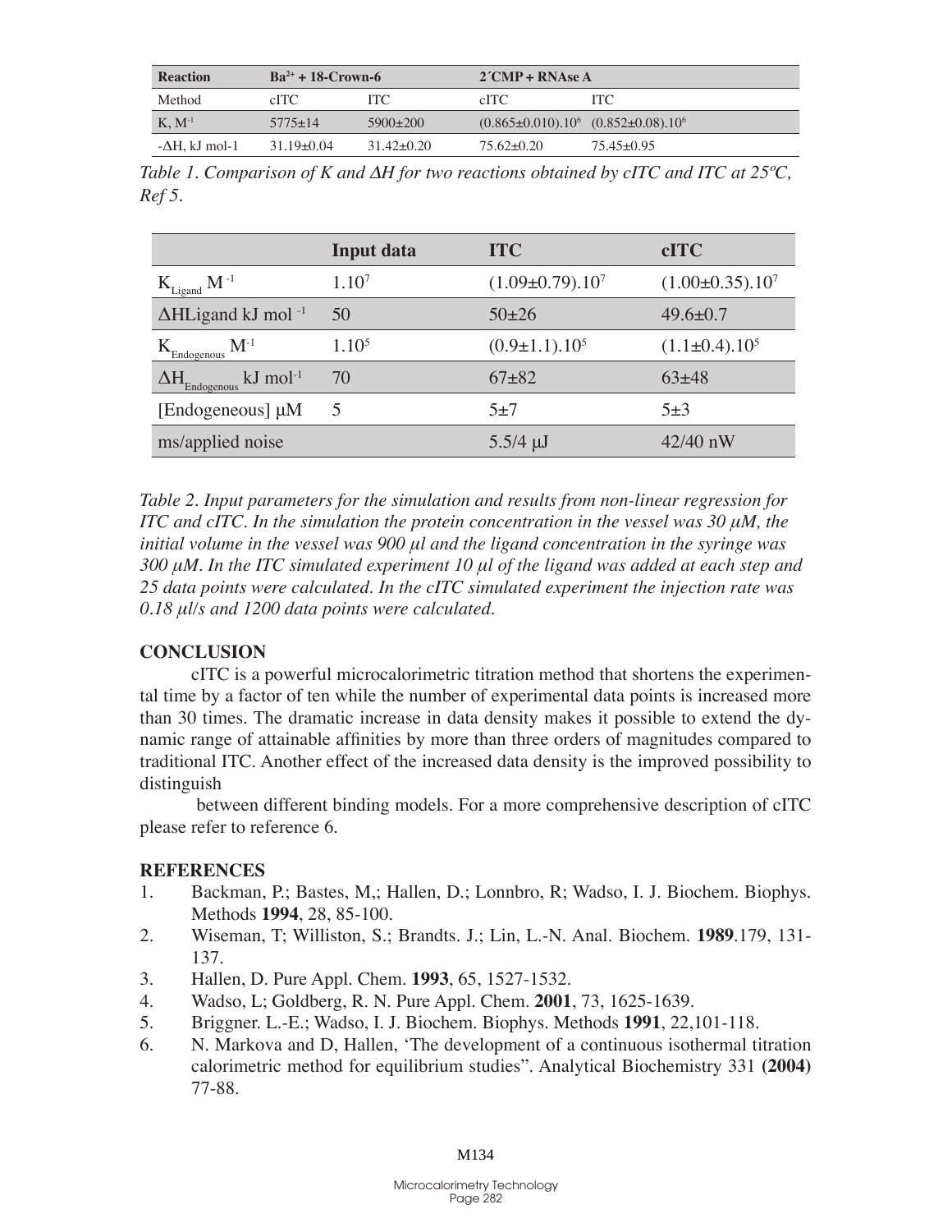| Reaction | $Ba^{2+}$ + 18-Crown-6 | | 2´CMP + RNAse A | |
|---|---|---|---|---|
| Method | cITC | ITC | cITC | ITC |
| K, $M^{-1}$ | 5775±14 | 5900±200 | $(0.865±0.010).10^{6}$ | $(0.852±0.08).10^{6}$ |
| -ΔH, kJ mol-1 | 31.19±0.04 | 31.42±0.20 | 75.62±0.20 | 75.45±0.95 |

*Table 1. Comparison of K and ΔH for two reactions obtained by cITC and ITC at 25ºC, Ref 5.*

| | Input data | ITC | cITC |
|---|---|---|---|
| $K_{Ligand}$ $M^{-1}$ | $1.10^{7}$ | $(1.09±0.79).10^{7}$ | $(1.00±0.35).10^{7}$ |
| ΔHLigand kJ mol $^{-1}$ | 50 | 50±26 | 49.6±0.7 |
| $K_{Endogenous}$ $M^{-1}$ | $1.10^{5}$ | $(0.9±1.1).10^{5}$ | $(1.1±0.4).10^{5}$ |
| $\Delta H_{Endogenous}$ kJ $mol^{-1}$ | 70 | 67±82 | 63±48 |
| [Endogeneous] μM | 5 | 5±7 | 5±3 |
| ms/applied noise | | 5.5/4 μJ | 42/40 nW |

*Table 2. Input parameters for the simulation and results from non-linear regression for ITC and cITC. In the simulation the protein concentration in the vessel was 30 μM, the initial volume in the vessel was 900 μl and the ligand concentration in the syringe was 300 μM. In the ITC simulated experiment 10 μl of the ligand was added at each step and 25 data points were calculated. In the cITC simulated experiment the injection rate was 0.18 μl/s and 1200 data points were calculated.*

## CONCLUSION

cITC is a powerful microcalorimetric titration method that shortens the experimental time by a factor of ten while the number of experimental data points is increased more than 30 times. The dramatic increase in data density makes it possible to extend the dynamic range of attainable affinities by more than three orders of magnitudes compared to traditional ITC. Another effect of the increased data density is the improved possibility to distinguish

between different binding models. For a more comprehensive description of cITC please refer to reference 6.

## REFERENCES

1. Backman, P.; Bastes, M,; Hallen, D.; Lonnbro, R; Wadso, I. J. Biochem. Biophys. Methods **1994**, 28, 85-100.
2. Wiseman, T; Williston, S.; Brandts. J.; Lin, L.-N. Anal. Biochem. **1989**.179, 131-137.
3. Hallen, D. Pure Appl. Chem. **1993**, 65, 1527-1532.
4. Wadso, L; Goldberg, R. N. Pure Appl. Chem. **2001**, 73, 1625-1639.
5. Briggner. L.-E.; Wadso, I. J. Biochem. Biophys. Methods **1991**, 22,101-118.
6. N. Markova and D, Hallen, 'The development of a continuous isothermal titration calorimetric method for equilibrium studies". Analytical Biochemistry 331 **(2004)** 77-88.